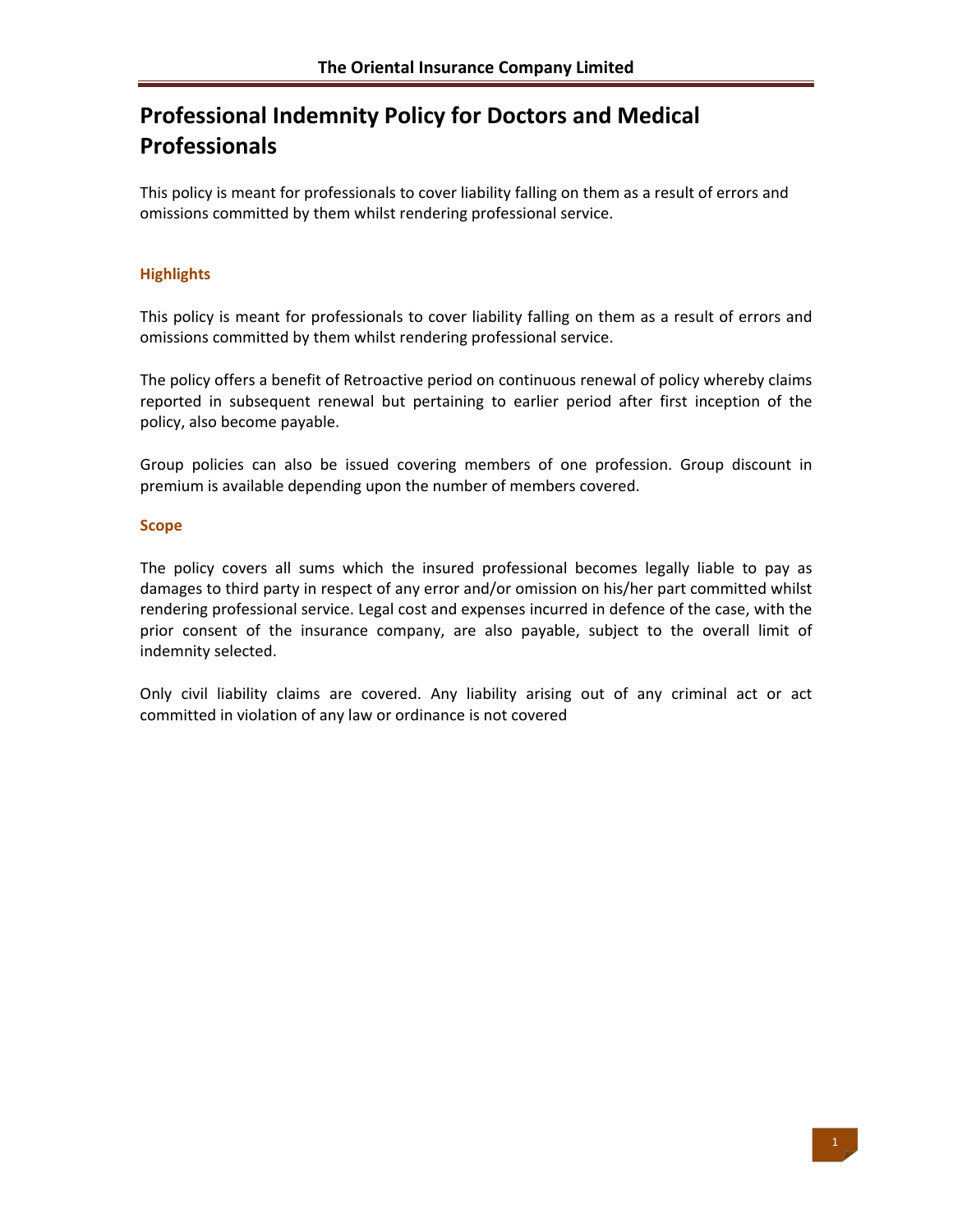# Professional Indemnity Policy for Doctors and Medical Professionals

This policy is meant for professionals to cover liability falling on them as a result of errors and omissions committed by them whilst rendering professional service.

## Highlights

This policy is meant for professionals to cover liability falling on them as a result of errors and omissions committed by them whilst rendering professional service.

The policy offers a benefit of Retroactive period on continuous renewal of policy whereby claims reported in subsequent renewal but pertaining to earlier period after first inception of the policy, also become payable.

Group policies can also be issued covering members of one profession. Group discount in premium is available depending upon the number of members covered.

## Scope

The policy covers all sums which the insured professional becomes legally liable to pay as damages to third party in respect of any error and/or omission on his/her part committed whilst rendering professional service. Legal cost and expenses incurred in defence of the case, with the prior consent of the insurance company, are also payable, subject to the overall limit of indemnity selected.

Only civil liability claims are covered. Any liability arising out of any criminal act or act committed in violation of any law or ordinance is not covered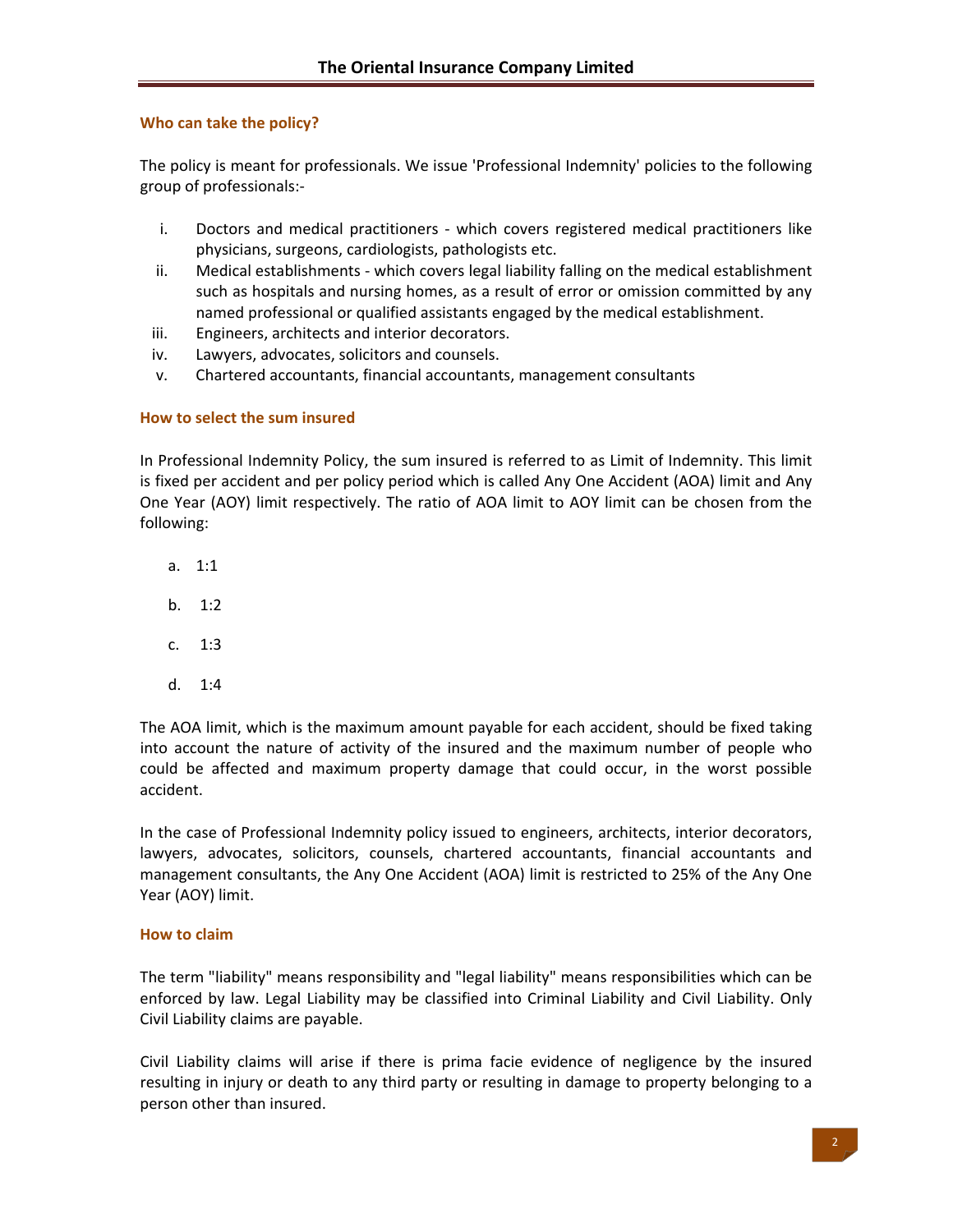### Who can take the policy?

The policy is meant for professionals. We issue 'Professional Indemnity' policies to the following group of professionals:-

i. Doctors and medical practitioners - which covers registered medical practitioners like physicians, surgeons, cardiologists, pathologists etc.
ii. Medical establishments - which covers legal liability falling on the medical establishment such as hospitals and nursing homes, as a result of error or omission committed by any named professional or qualified assistants engaged by the medical establishment.
iii. Engineers, architects and interior decorators.
iv. Lawyers, advocates, solicitors and counsels.
v. Chartered accountants, financial accountants, management consultants

### How to select the sum insured

In Professional Indemnity Policy, the sum insured is referred to as Limit of Indemnity. This limit is fixed per accident and per policy period which is called Any One Accident (AOA) limit and Any One Year (AOY) limit respectively. The ratio of AOA limit to AOY limit can be chosen from the following:

a. 1:1

b. 1:2

c. 1:3

d. 1:4

The AOA limit, which is the maximum amount payable for each accident, should be fixed taking into account the nature of activity of the insured and the maximum number of people who could be affected and maximum property damage that could occur, in the worst possible accident.

In the case of Professional Indemnity policy issued to engineers, architects, interior decorators, lawyers, advocates, solicitors, counsels, chartered accountants, financial accountants and management consultants, the Any One Accident (AOA) limit is restricted to 25% of the Any One Year (AOY) limit.

### How to claim

The term "liability" means responsibility and "legal liability" means responsibilities which can be enforced by law. Legal Liability may be classified into Criminal Liability and Civil Liability. Only Civil Liability claims are payable.

Civil Liability claims will arise if there is prima facie evidence of negligence by the insured resulting in injury or death to any third party or resulting in damage to property belonging to a person other than insured.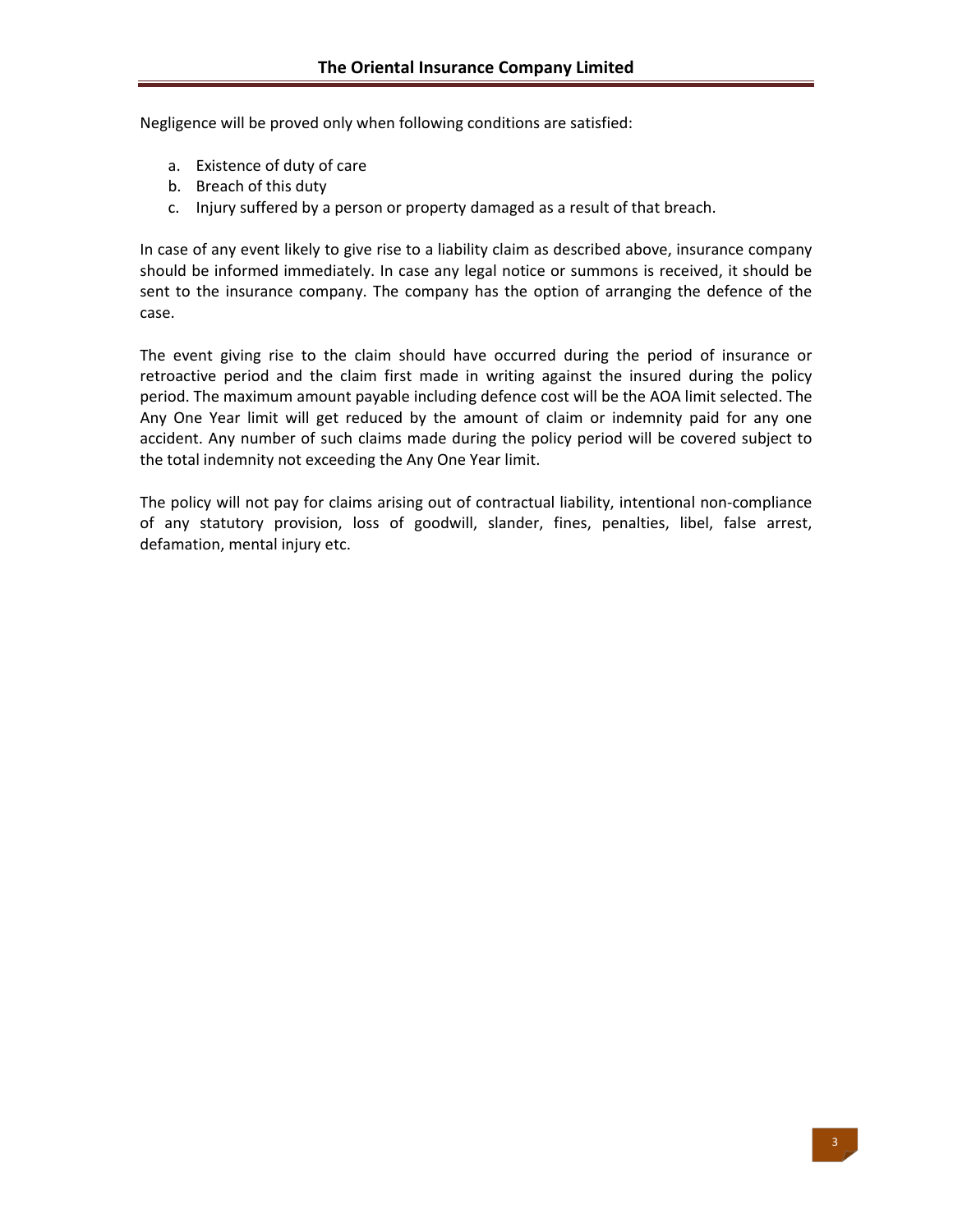Negligence will be proved only when following conditions are satisfied:

a. Existence of duty of care
b. Breach of this duty
c. Injury suffered by a person or property damaged as a result of that breach.

In case of any event likely to give rise to a liability claim as described above, insurance company should be informed immediately. In case any legal notice or summons is received, it should be sent to the insurance company. The company has the option of arranging the defence of the case.

The event giving rise to the claim should have occurred during the period of insurance or retroactive period and the claim first made in writing against the insured during the policy period. The maximum amount payable including defence cost will be the AOA limit selected. The Any One Year limit will get reduced by the amount of claim or indemnity paid for any one accident. Any number of such claims made during the policy period will be covered subject to the total indemnity not exceeding the Any One Year limit.

The policy will not pay for claims arising out of contractual liability, intentional non-compliance of any statutory provision, loss of goodwill, slander, fines, penalties, libel, false arrest, defamation, mental injury etc.